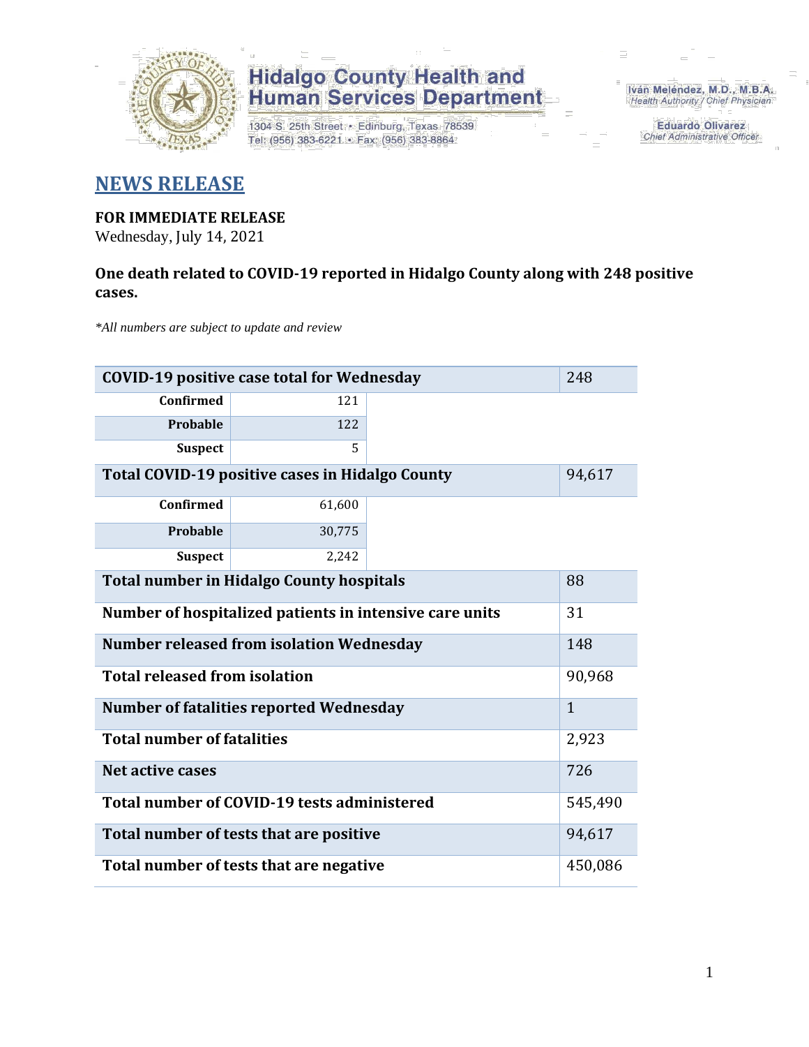Hidalgo County Health and Human Services Department

1304 S. 25th Street • Edinburg, Texas 78539
Tel: (956) 383-6221 • Fax: (956) 383-8864

Iván Meléndez, M.D., M.B.A.
Health Authority / Chief Physician

Eduardo Olivarez
Chief Administrative Officer

# NEWS RELEASE

**FOR IMMEDIATE RELEASE**
Wednesday, July 14, 2021

**One death related to COVID-19 reported in Hidalgo County along with 248 positive cases.**

*\*All numbers are subject to update and review*

| COVID-19 positive case total for Wednesday | | 248 |
|---|---|---|
| Confirmed | 121 | |
| Probable | 122 | |
| Suspect | 5 | |
| **Total COVID-19 positive cases in Hidalgo County** | | 94,617 |
| Confirmed | 61,600 | |
| Probable | 30,775 | |
| Suspect | 2,242 | |
| **Total number in Hidalgo County hospitals** | | 88 |
| **Number of hospitalized patients in intensive care units** | | 31 |
| **Number released from isolation Wednesday** | | 148 |
| **Total released from isolation** | | 90,968 |
| **Number of fatalities reported Wednesday** | | 1 |
| **Total number of fatalities** | | 2,923 |
| **Net active cases** | | 726 |
| **Total number of COVID-19 tests administered** | | 545,490 |
| **Total number of tests that are positive** | | 94,617 |
| **Total number of tests that are negative** | | 450,086 |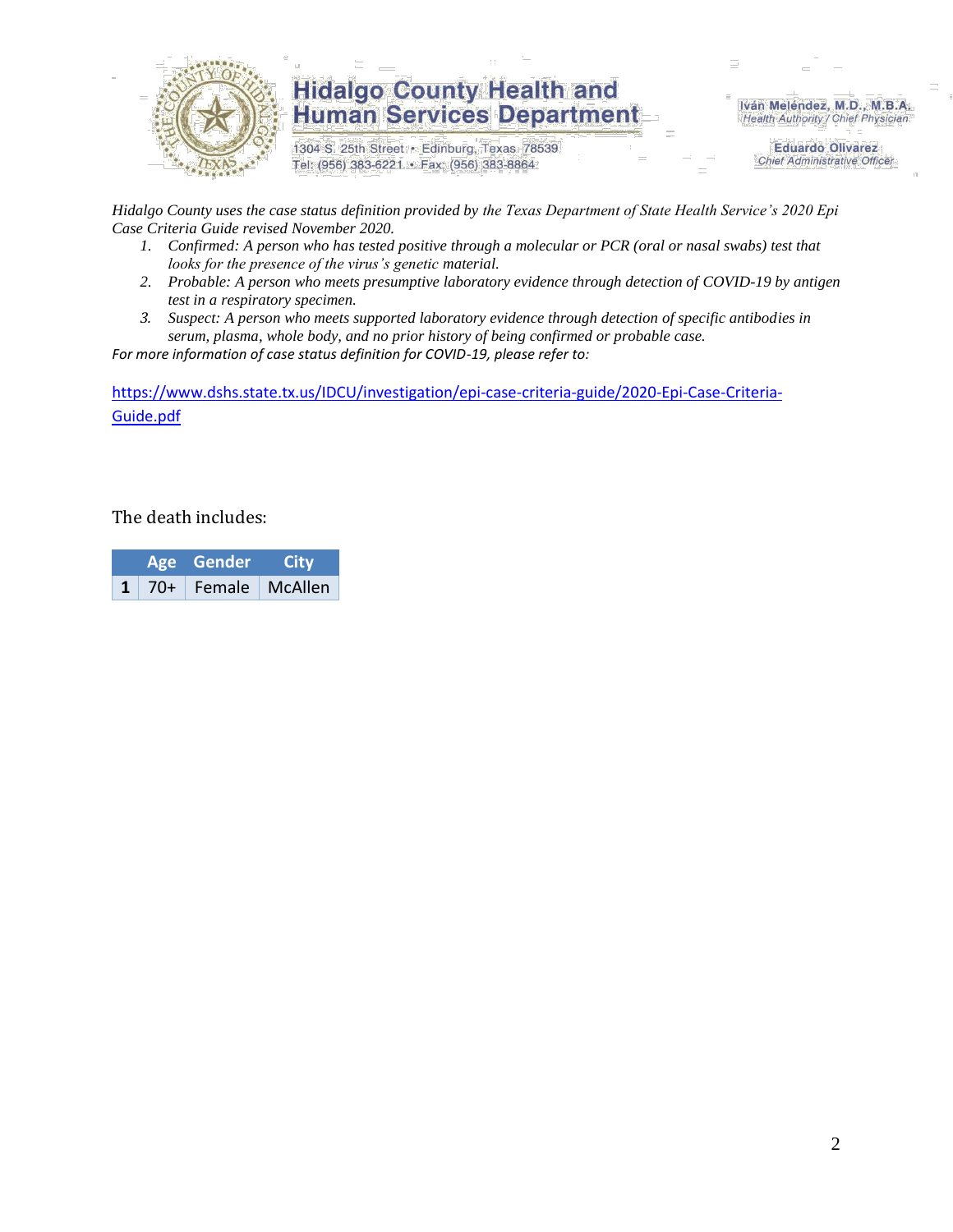# Hidalgo County Health and Human Services Department

1304 S. 25th Street • Edinburg, Texas 78539
Tel: (956) 383-6221 • Fax: (956) 383-8864

Iván Meléndez, M.D., M.B.A.
*Health Authority / Chief Physician*

Eduardo Olivarez
*Chief Administrative Officer*

*Hidalgo County uses the case status definition provided by the Texas Department of State Health Service's 2020 Epi Case Criteria Guide revised November 2020.*

1. *Confirmed: A person who has tested positive through a molecular or PCR (oral or nasal swabs) test that looks for the presence of the virus's genetic material.*
2. *Probable: A person who meets presumptive laboratory evidence through detection of COVID-19 by antigen test in a respiratory specimen.*
3. *Suspect: A person who meets supported laboratory evidence through detection of specific antibodies in serum, plasma, whole body, and no prior history of being confirmed or probable case.*

*For more information of case status definition for COVID-19, please refer to:*

https://www.dshs.state.tx.us/IDCU/investigation/epi-case-criteria-guide/2020-Epi-Case-Criteria-Guide.pdf

The death includes:

| | Age | Gender | City |
|---|---|---|---|
| **1** | 70+ | Female | McAllen |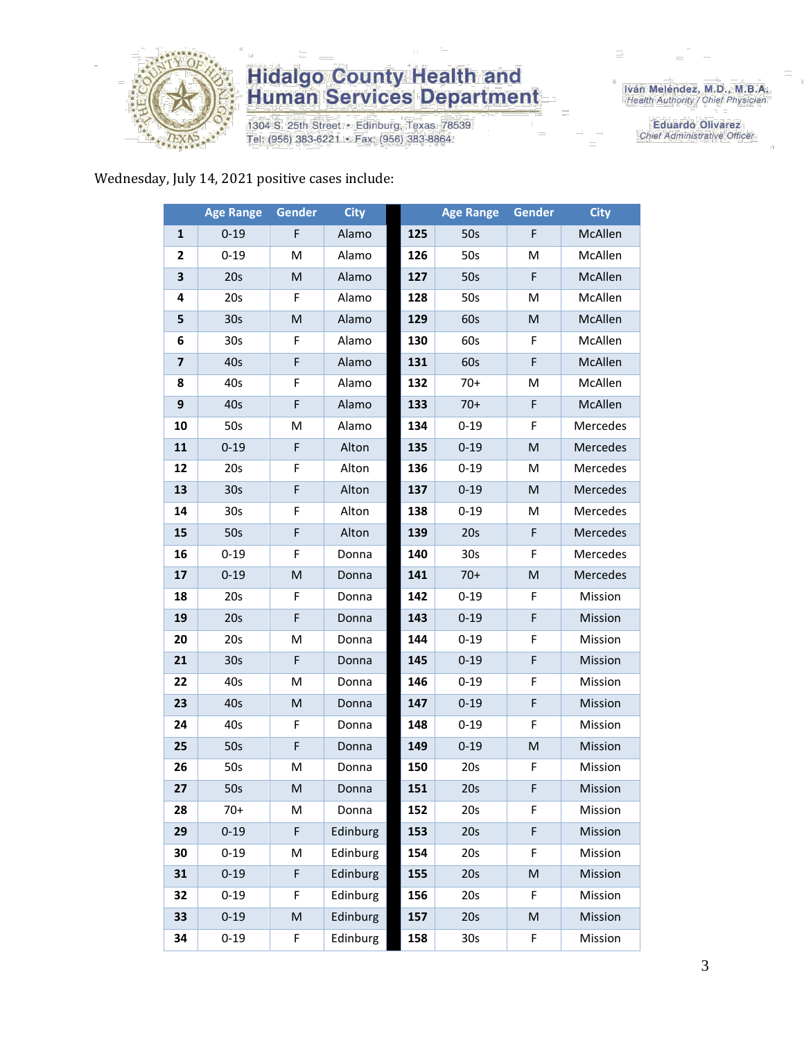Wednesday, July 14, 2021 positive cases include:

| | Age Range | Gender | City | | Age Range | Gender | City |
|---|---|---|---|---|---|---|---|
| 1 | 0-19 | F | Alamo | 125 | 50s | F | McAllen |
| 2 | 0-19 | M | Alamo | 126 | 50s | M | McAllen |
| 3 | 20s | M | Alamo | 127 | 50s | F | McAllen |
| 4 | 20s | F | Alamo | 128 | 50s | M | McAllen |
| 5 | 30s | M | Alamo | 129 | 60s | M | McAllen |
| 6 | 30s | F | Alamo | 130 | 60s | F | McAllen |
| 7 | 40s | F | Alamo | 131 | 60s | F | McAllen |
| 8 | 40s | F | Alamo | 132 | 70+ | M | McAllen |
| 9 | 40s | F | Alamo | 133 | 70+ | F | McAllen |
| 10 | 50s | M | Alamo | 134 | 0-19 | F | Mercedes |
| 11 | 0-19 | F | Alton | 135 | 0-19 | M | Mercedes |
| 12 | 20s | F | Alton | 136 | 0-19 | M | Mercedes |
| 13 | 30s | F | Alton | 137 | 0-19 | M | Mercedes |
| 14 | 30s | F | Alton | 138 | 0-19 | M | Mercedes |
| 15 | 50s | F | Alton | 139 | 20s | F | Mercedes |
| 16 | 0-19 | F | Donna | 140 | 30s | F | Mercedes |
| 17 | 0-19 | M | Donna | 141 | 70+ | M | Mercedes |
| 18 | 20s | F | Donna | 142 | 0-19 | F | Mission |
| 19 | 20s | F | Donna | 143 | 0-19 | F | Mission |
| 20 | 20s | M | Donna | 144 | 0-19 | F | Mission |
| 21 | 30s | F | Donna | 145 | 0-19 | F | Mission |
| 22 | 40s | M | Donna | 146 | 0-19 | F | Mission |
| 23 | 40s | M | Donna | 147 | 0-19 | F | Mission |
| 24 | 40s | F | Donna | 148 | 0-19 | F | Mission |
| 25 | 50s | F | Donna | 149 | 0-19 | M | Mission |
| 26 | 50s | M | Donna | 150 | 20s | F | Mission |
| 27 | 50s | M | Donna | 151 | 20s | F | Mission |
| 28 | 70+ | M | Donna | 152 | 20s | F | Mission |
| 29 | 0-19 | F | Edinburg | 153 | 20s | F | Mission |
| 30 | 0-19 | M | Edinburg | 154 | 20s | F | Mission |
| 31 | 0-19 | F | Edinburg | 155 | 20s | M | Mission |
| 32 | 0-19 | F | Edinburg | 156 | 20s | F | Mission |
| 33 | 0-19 | M | Edinburg | 157 | 20s | M | Mission |
| 34 | 0-19 | F | Edinburg | 158 | 30s | F | Mission |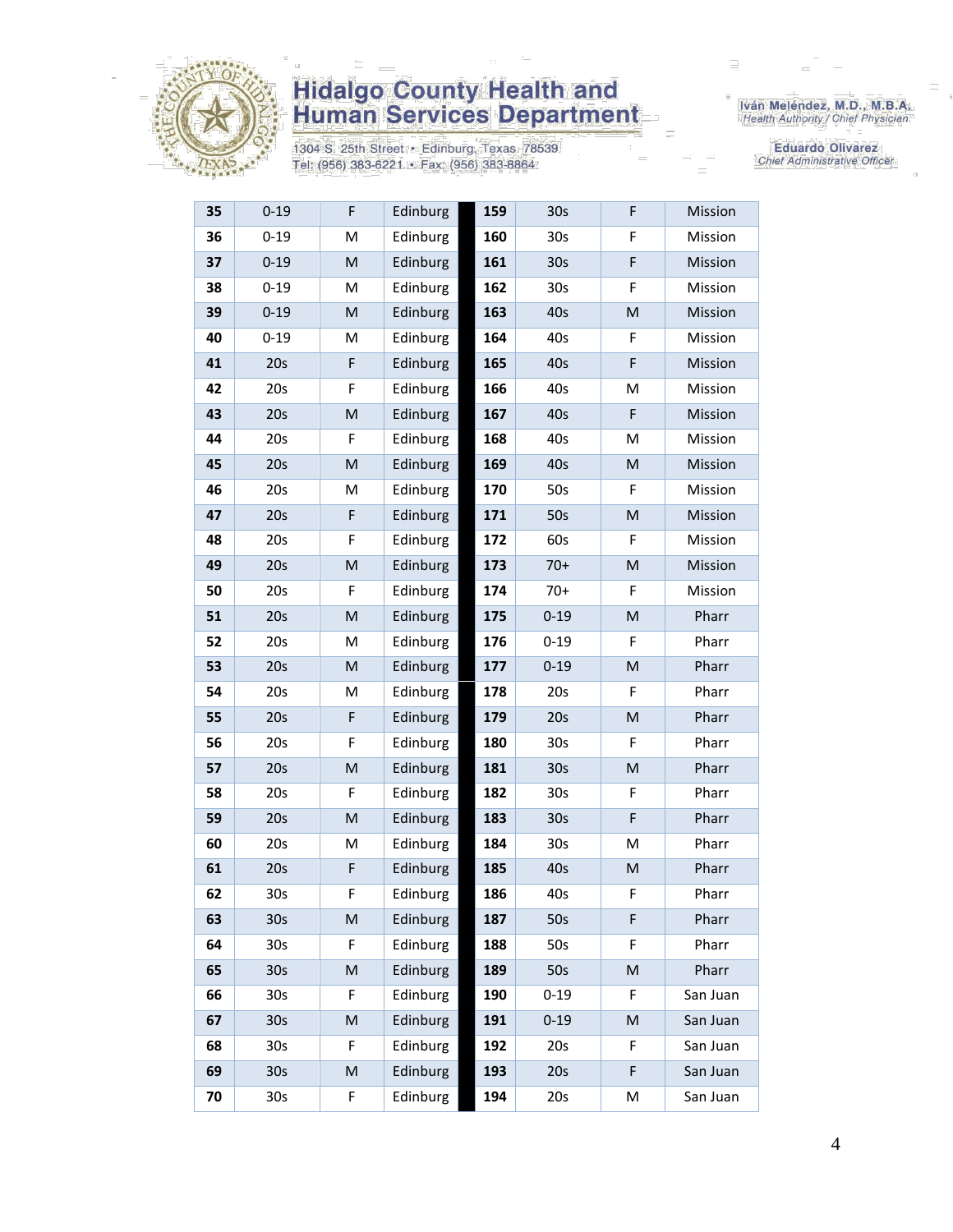| 35 | 0-19 | F | Edinburg | 159 | 30s | F | Mission |
|---|---|---|---|---|---|---|---|
| 36 | 0-19 | M | Edinburg | 160 | 30s | F | Mission |
| 37 | 0-19 | M | Edinburg | 161 | 30s | F | Mission |
| 38 | 0-19 | M | Edinburg | 162 | 30s | F | Mission |
| 39 | 0-19 | M | Edinburg | 163 | 40s | M | Mission |
| 40 | 0-19 | M | Edinburg | 164 | 40s | F | Mission |
| 41 | 20s | F | Edinburg | 165 | 40s | F | Mission |
| 42 | 20s | F | Edinburg | 166 | 40s | M | Mission |
| 43 | 20s | M | Edinburg | 167 | 40s | F | Mission |
| 44 | 20s | F | Edinburg | 168 | 40s | M | Mission |
| 45 | 20s | M | Edinburg | 169 | 40s | M | Mission |
| 46 | 20s | M | Edinburg | 170 | 50s | F | Mission |
| 47 | 20s | F | Edinburg | 171 | 50s | M | Mission |
| 48 | 20s | F | Edinburg | 172 | 60s | F | Mission |
| 49 | 20s | M | Edinburg | 173 | 70+ | M | Mission |
| 50 | 20s | F | Edinburg | 174 | 70+ | F | Mission |
| 51 | 20s | M | Edinburg | 175 | 0-19 | M | Pharr |
| 52 | 20s | M | Edinburg | 176 | 0-19 | F | Pharr |
| 53 | 20s | M | Edinburg | 177 | 0-19 | M | Pharr |
| 54 | 20s | M | Edinburg | 178 | 20s | F | Pharr |
| 55 | 20s | F | Edinburg | 179 | 20s | M | Pharr |
| 56 | 20s | F | Edinburg | 180 | 30s | F | Pharr |
| 57 | 20s | M | Edinburg | 181 | 30s | M | Pharr |
| 58 | 20s | F | Edinburg | 182 | 30s | F | Pharr |
| 59 | 20s | M | Edinburg | 183 | 30s | F | Pharr |
| 60 | 20s | M | Edinburg | 184 | 30s | M | Pharr |
| 61 | 20s | F | Edinburg | 185 | 40s | M | Pharr |
| 62 | 30s | F | Edinburg | 186 | 40s | F | Pharr |
| 63 | 30s | M | Edinburg | 187 | 50s | F | Pharr |
| 64 | 30s | F | Edinburg | 188 | 50s | F | Pharr |
| 65 | 30s | M | Edinburg | 189 | 50s | M | Pharr |
| 66 | 30s | F | Edinburg | 190 | 0-19 | F | San Juan |
| 67 | 30s | M | Edinburg | 191 | 0-19 | M | San Juan |
| 68 | 30s | F | Edinburg | 192 | 20s | F | San Juan |
| 69 | 30s | M | Edinburg | 193 | 20s | F | San Juan |
| 70 | 30s | F | Edinburg | 194 | 20s | M | San Juan |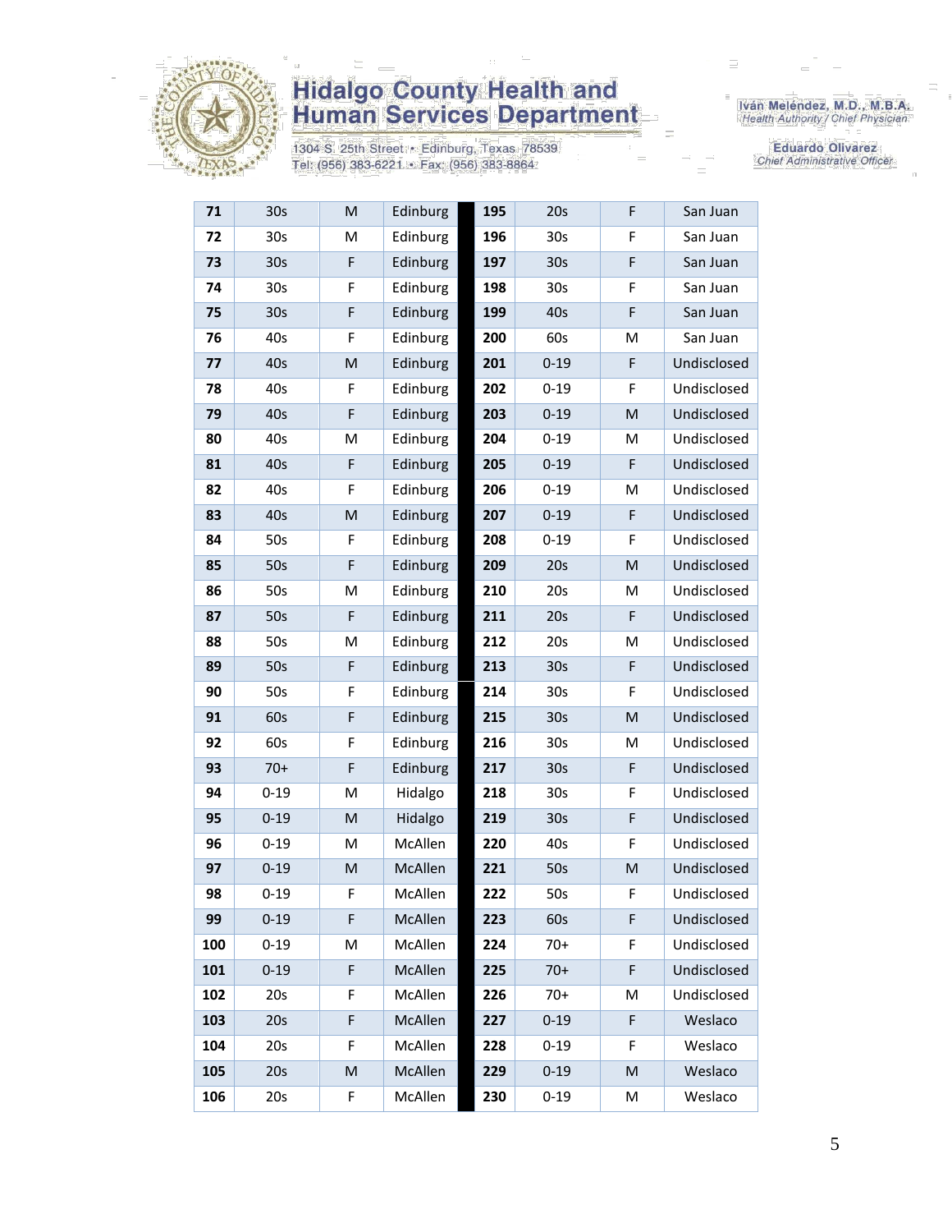# Hidalgo County Health and Human Services Department

1304 S. 25th Street • Edinburg, Texas 78539
Tel: (956) 383-6221 • Fax: (956) 383-8864

Iván Meléndez, M.D., M.B.A.
*Health Authority / Chief Physician*

Eduardo Olivarez
*Chief Administrative Officer*

| | | | | | | | |
|---|---|---|---|---|---|---|---|
| **71** | 30s | M | Edinburg | **195** | 20s | F | San Juan |
| **72** | 30s | M | Edinburg | **196** | 30s | F | San Juan |
| **73** | 30s | F | Edinburg | **197** | 30s | F | San Juan |
| **74** | 30s | F | Edinburg | **198** | 30s | F | San Juan |
| **75** | 30s | F | Edinburg | **199** | 40s | F | San Juan |
| **76** | 40s | F | Edinburg | **200** | 60s | M | San Juan |
| **77** | 40s | M | Edinburg | **201** | 0-19 | F | Undisclosed |
| **78** | 40s | F | Edinburg | **202** | 0-19 | F | Undisclosed |
| **79** | 40s | F | Edinburg | **203** | 0-19 | M | Undisclosed |
| **80** | 40s | M | Edinburg | **204** | 0-19 | M | Undisclosed |
| **81** | 40s | F | Edinburg | **205** | 0-19 | F | Undisclosed |
| **82** | 40s | F | Edinburg | **206** | 0-19 | M | Undisclosed |
| **83** | 40s | M | Edinburg | **207** | 0-19 | F | Undisclosed |
| **84** | 50s | F | Edinburg | **208** | 0-19 | F | Undisclosed |
| **85** | 50s | F | Edinburg | **209** | 20s | M | Undisclosed |
| **86** | 50s | M | Edinburg | **210** | 20s | M | Undisclosed |
| **87** | 50s | F | Edinburg | **211** | 20s | F | Undisclosed |
| **88** | 50s | M | Edinburg | **212** | 20s | M | Undisclosed |
| **89** | 50s | F | Edinburg | **213** | 30s | F | Undisclosed |
| **90** | 50s | F | Edinburg | **214** | 30s | F | Undisclosed |
| **91** | 60s | F | Edinburg | **215** | 30s | M | Undisclosed |
| **92** | 60s | F | Edinburg | **216** | 30s | M | Undisclosed |
| **93** | 70+ | F | Edinburg | **217** | 30s | F | Undisclosed |
| **94** | 0-19 | M | Hidalgo | **218** | 30s | F | Undisclosed |
| **95** | 0-19 | M | Hidalgo | **219** | 30s | F | Undisclosed |
| **96** | 0-19 | M | McAllen | **220** | 40s | F | Undisclosed |
| **97** | 0-19 | M | McAllen | **221** | 50s | M | Undisclosed |
| **98** | 0-19 | F | McAllen | **222** | 50s | F | Undisclosed |
| **99** | 0-19 | F | McAllen | **223** | 60s | F | Undisclosed |
| **100** | 0-19 | M | McAllen | **224** | 70+ | F | Undisclosed |
| **101** | 0-19 | F | McAllen | **225** | 70+ | F | Undisclosed |
| **102** | 20s | F | McAllen | **226** | 70+ | M | Undisclosed |
| **103** | 20s | F | McAllen | **227** | 0-19 | F | Weslaco |
| **104** | 20s | F | McAllen | **228** | 0-19 | F | Weslaco |
| **105** | 20s | M | McAllen | **229** | 0-19 | M | Weslaco |
| **106** | 20s | F | McAllen | **230** | 0-19 | M | Weslaco |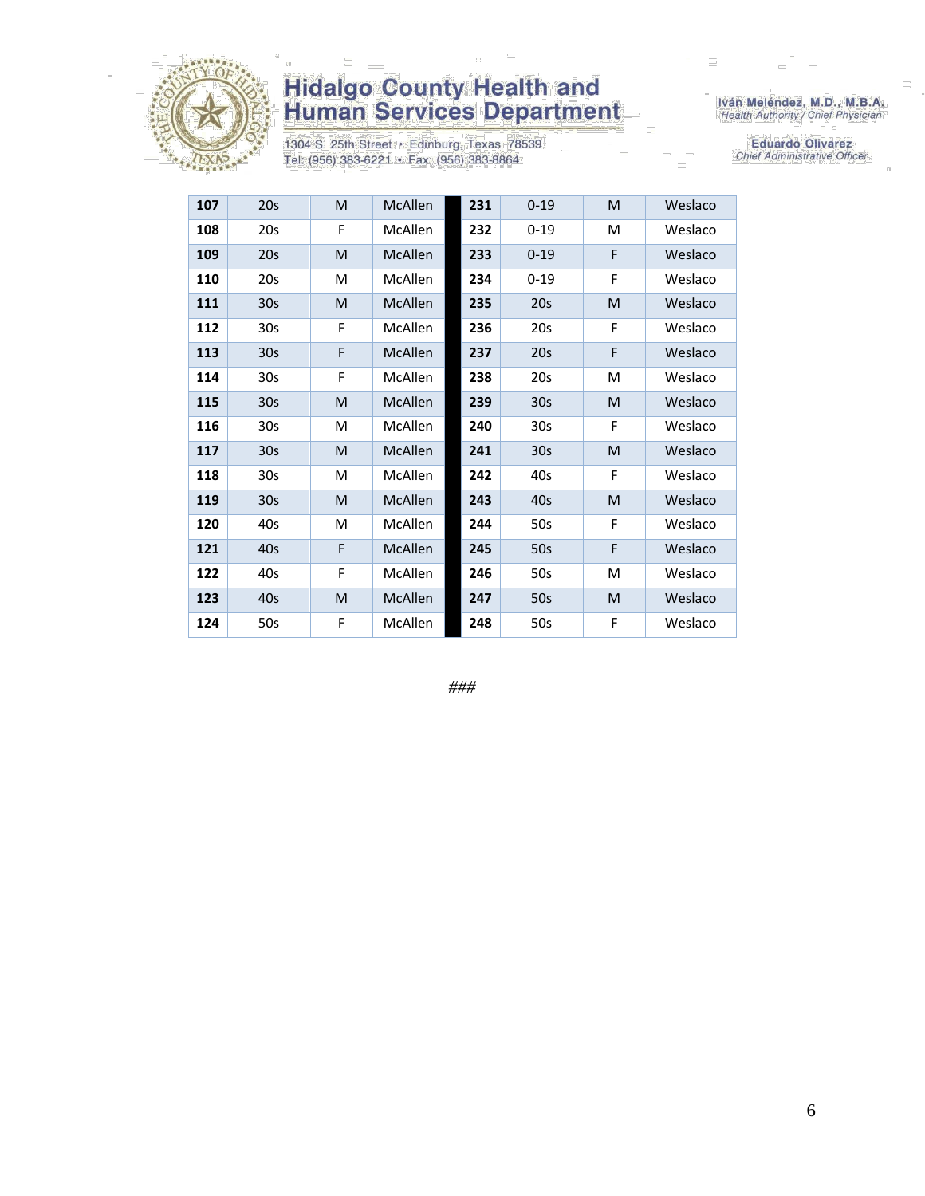| | | | | | | | |
|---|---|---|---|---|---|---|---|
| **107** | 20s | M | McAllen | **231** | 0-19 | M | Weslaco |
| **108** | 20s | F | McAllen | **232** | 0-19 | M | Weslaco |
| **109** | 20s | M | McAllen | **233** | 0-19 | F | Weslaco |
| **110** | 20s | M | McAllen | **234** | 0-19 | F | Weslaco |
| **111** | 30s | M | McAllen | **235** | 20s | M | Weslaco |
| **112** | 30s | F | McAllen | **236** | 20s | F | Weslaco |
| **113** | 30s | F | McAllen | **237** | 20s | F | Weslaco |
| **114** | 30s | F | McAllen | **238** | 20s | M | Weslaco |
| **115** | 30s | M | McAllen | **239** | 30s | M | Weslaco |
| **116** | 30s | M | McAllen | **240** | 30s | F | Weslaco |
| **117** | 30s | M | McAllen | **241** | 30s | M | Weslaco |
| **118** | 30s | M | McAllen | **242** | 40s | F | Weslaco |
| **119** | 30s | M | McAllen | **243** | 40s | M | Weslaco |
| **120** | 40s | M | McAllen | **244** | 50s | F | Weslaco |
| **121** | 40s | F | McAllen | **245** | 50s | F | Weslaco |
| **122** | 40s | F | McAllen | **246** | 50s | M | Weslaco |
| **123** | 40s | M | McAllen | **247** | 50s | M | Weslaco |
| **124** | 50s | F | McAllen | **248** | 50s | F | Weslaco |

###